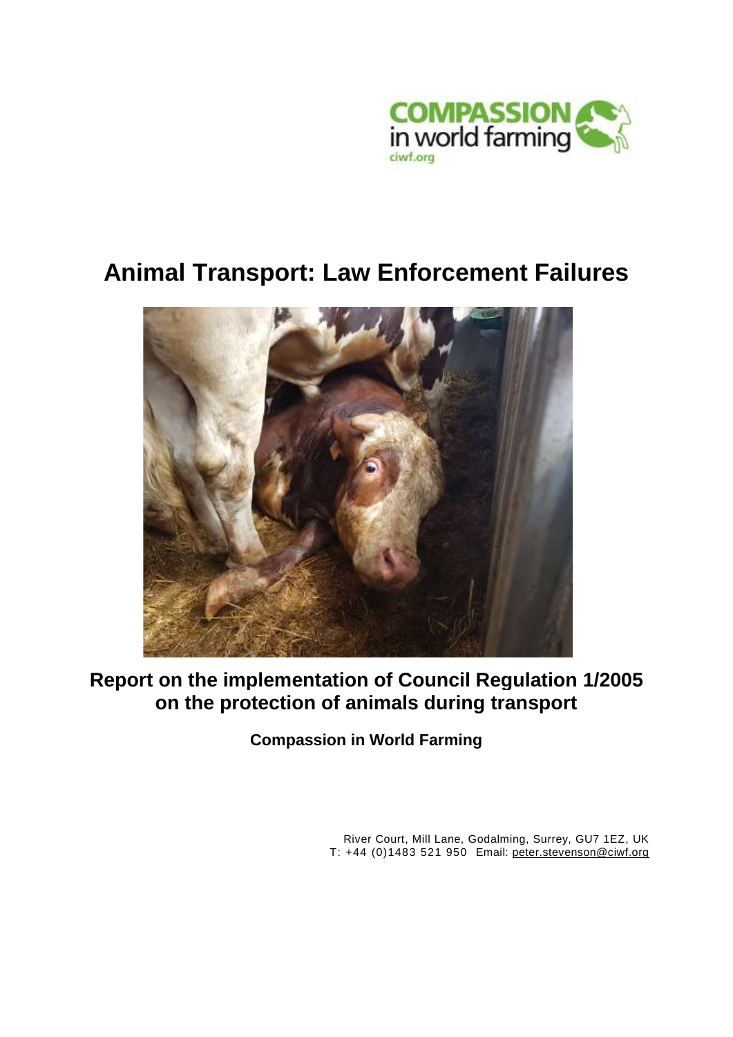COMPASSION in world farming

ciwf.org

# Animal Transport: Law Enforcement Failures

## Report on the implementation of Council Regulation 1/2005 on the protection of animals during transport

**Compassion in World Farming**

River Court, Mill Lane, Godalming, Surrey, GU7 1EZ, UK
T: +44 (0)1483 521 950 Email: peter.stevenson@ciwf.org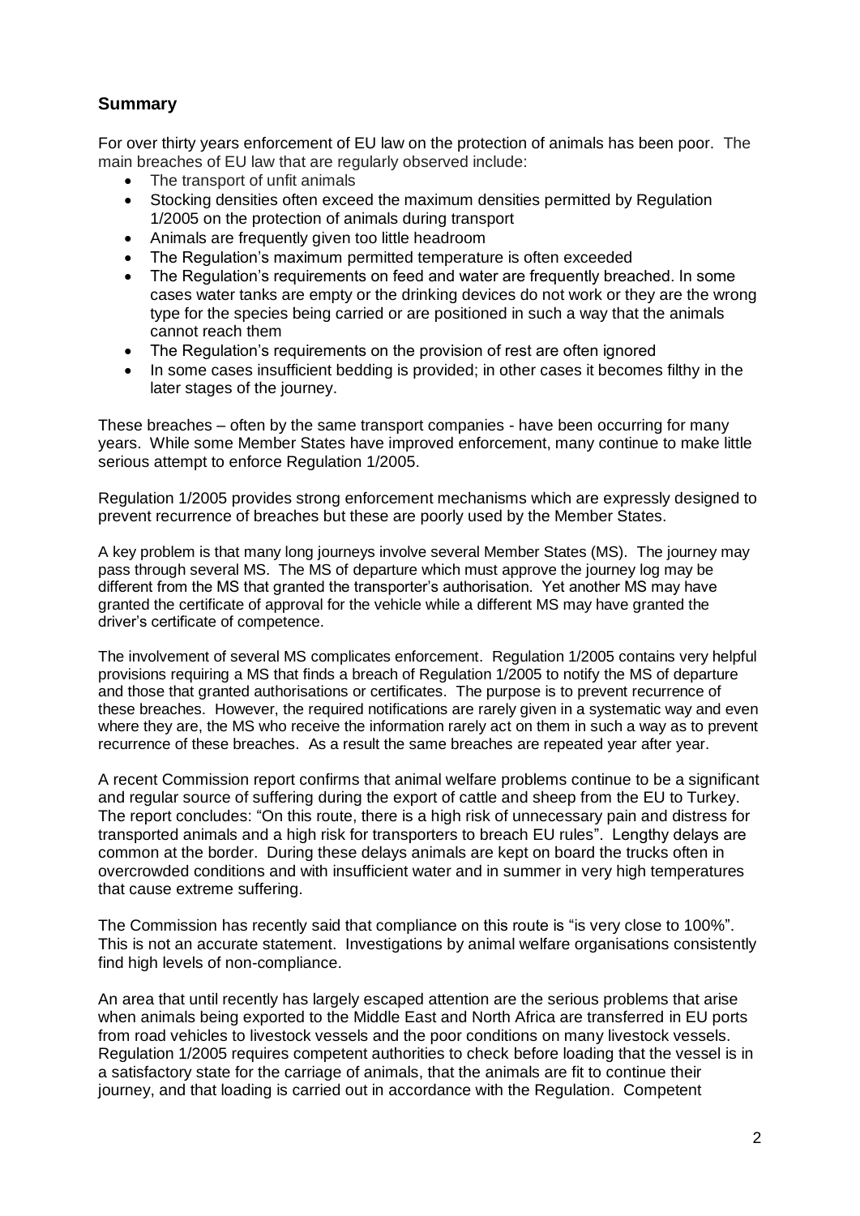## Summary

For over thirty years enforcement of EU law on the protection of animals has been poor. The main breaches of EU law that are regularly observed include:

- The transport of unfit animals
- Stocking densities often exceed the maximum densities permitted by Regulation 1/2005 on the protection of animals during transport
- Animals are frequently given too little headroom
- The Regulation's maximum permitted temperature is often exceeded
- The Regulation's requirements on feed and water are frequently breached. In some cases water tanks are empty or the drinking devices do not work or they are the wrong type for the species being carried or are positioned in such a way that the animals cannot reach them
- The Regulation's requirements on the provision of rest are often ignored
- In some cases insufficient bedding is provided; in other cases it becomes filthy in the later stages of the journey.

These breaches – often by the same transport companies - have been occurring for many years. While some Member States have improved enforcement, many continue to make little serious attempt to enforce Regulation 1/2005.

Regulation 1/2005 provides strong enforcement mechanisms which are expressly designed to prevent recurrence of breaches but these are poorly used by the Member States.

A key problem is that many long journeys involve several Member States (MS). The journey may pass through several MS. The MS of departure which must approve the journey log may be different from the MS that granted the transporter's authorisation. Yet another MS may have granted the certificate of approval for the vehicle while a different MS may have granted the driver's certificate of competence.

The involvement of several MS complicates enforcement. Regulation 1/2005 contains very helpful provisions requiring a MS that finds a breach of Regulation 1/2005 to notify the MS of departure and those that granted authorisations or certificates. The purpose is to prevent recurrence of these breaches. However, the required notifications are rarely given in a systematic way and even where they are, the MS who receive the information rarely act on them in such a way as to prevent recurrence of these breaches. As a result the same breaches are repeated year after year.

A recent Commission report confirms that animal welfare problems continue to be a significant and regular source of suffering during the export of cattle and sheep from the EU to Turkey. The report concludes: "On this route, there is a high risk of unnecessary pain and distress for transported animals and a high risk for transporters to breach EU rules". Lengthy delays are common at the border. During these delays animals are kept on board the trucks often in overcrowded conditions and with insufficient water and in summer in very high temperatures that cause extreme suffering.

The Commission has recently said that compliance on this route is "is very close to 100%". This is not an accurate statement. Investigations by animal welfare organisations consistently find high levels of non-compliance.

An area that until recently has largely escaped attention are the serious problems that arise when animals being exported to the Middle East and North Africa are transferred in EU ports from road vehicles to livestock vessels and the poor conditions on many livestock vessels. Regulation 1/2005 requires competent authorities to check before loading that the vessel is in a satisfactory state for the carriage of animals, that the animals are fit to continue their journey, and that loading is carried out in accordance with the Regulation. Competent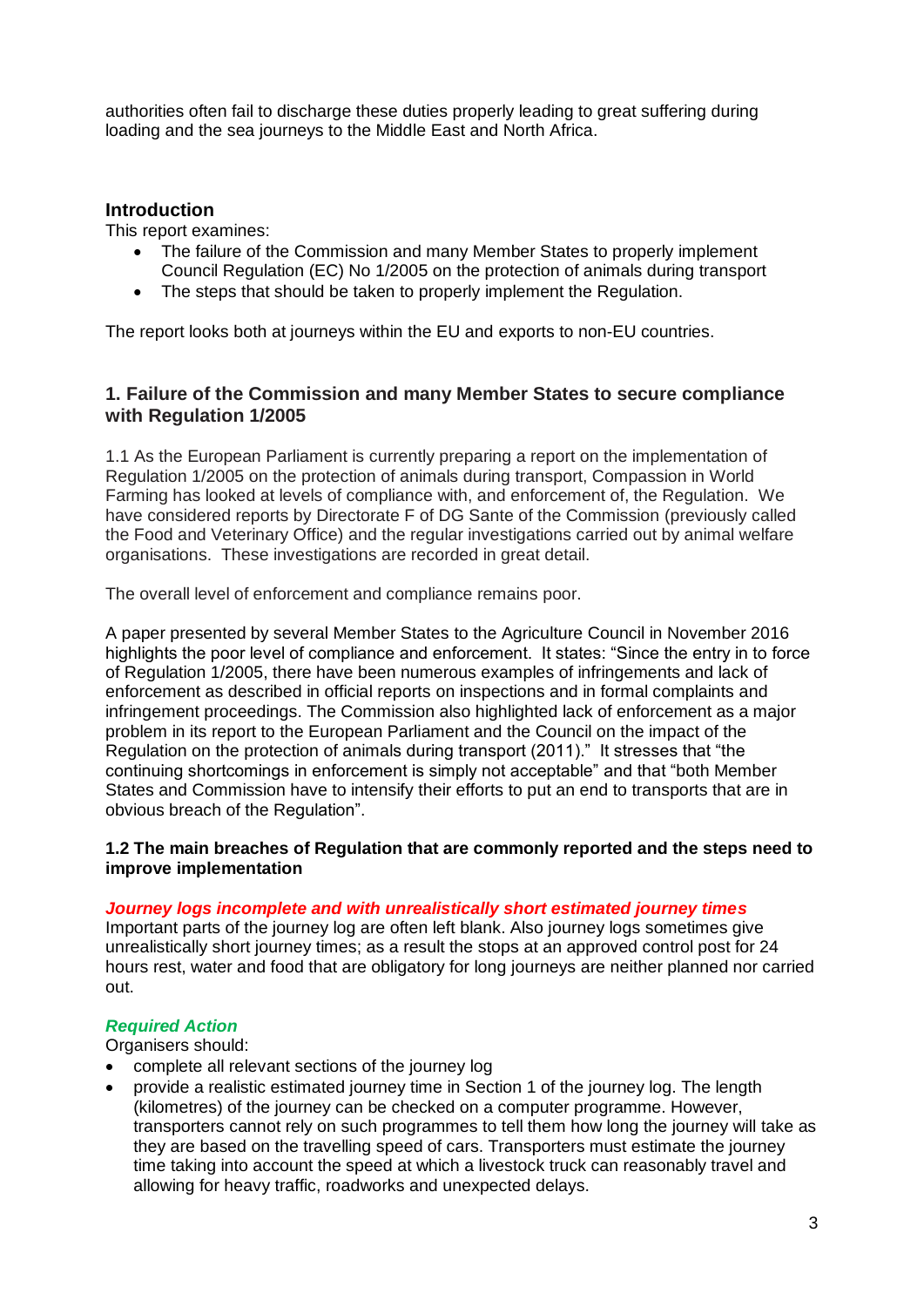authorities often fail to discharge these duties properly leading to great suffering during loading and the sea journeys to the Middle East and North Africa.

## Introduction

This report examines:

- The failure of the Commission and many Member States to properly implement Council Regulation (EC) No 1/2005 on the protection of animals during transport
- The steps that should be taken to properly implement the Regulation.

The report looks both at journeys within the EU and exports to non-EU countries.

## 1. Failure of the Commission and many Member States to secure compliance with Regulation 1/2005

1.1 As the European Parliament is currently preparing a report on the implementation of Regulation 1/2005 on the protection of animals during transport, Compassion in World Farming has looked at levels of compliance with, and enforcement of, the Regulation. We have considered reports by Directorate F of DG Sante of the Commission (previously called the Food and Veterinary Office) and the regular investigations carried out by animal welfare organisations. These investigations are recorded in great detail.

The overall level of enforcement and compliance remains poor.

A paper presented by several Member States to the Agriculture Council in November 2016 highlights the poor level of compliance and enforcement. It states: "Since the entry in to force of Regulation 1/2005, there have been numerous examples of infringements and lack of enforcement as described in official reports on inspections and in formal complaints and infringement proceedings. The Commission also highlighted lack of enforcement as a major problem in its report to the European Parliament and the Council on the impact of the Regulation on the protection of animals during transport (2011)." It stresses that "the continuing shortcomings in enforcement is simply not acceptable" and that "both Member States and Commission have to intensify their efforts to put an end to transports that are in obvious breach of the Regulation".

### 1.2 The main breaches of Regulation that are commonly reported and the steps need to improve implementation

***Journey logs incomplete and with unrealistically short estimated journey times***

Important parts of the journey log are often left blank. Also journey logs sometimes give unrealistically short journey times; as a result the stops at an approved control post for 24 hours rest, water and food that are obligatory for long journeys are neither planned nor carried out.

***Required Action***

Organisers should:

- complete all relevant sections of the journey log
- provide a realistic estimated journey time in Section 1 of the journey log. The length (kilometres) of the journey can be checked on a computer programme. However, transporters cannot rely on such programmes to tell them how long the journey will take as they are based on the travelling speed of cars. Transporters must estimate the journey time taking into account the speed at which a livestock truck can reasonably travel and allowing for heavy traffic, roadworks and unexpected delays.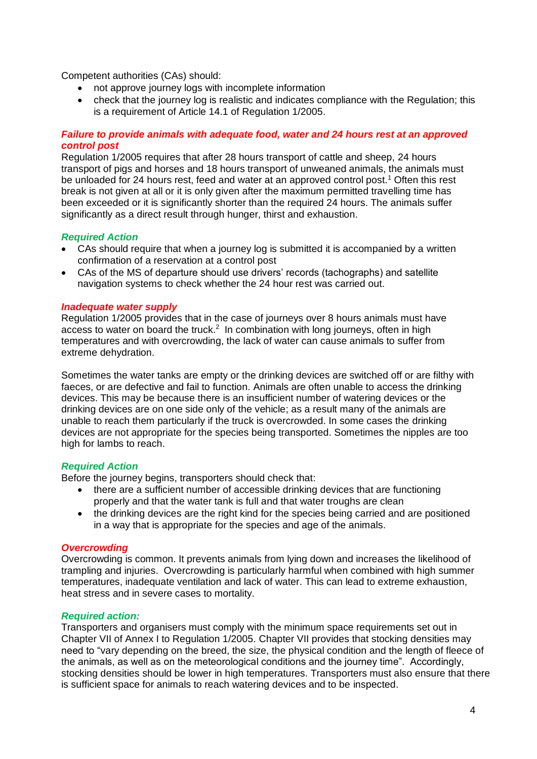Competent authorities (CAs) should:

- not approve journey logs with incomplete information
- check that the journey log is realistic and indicates compliance with the Regulation; this is a requirement of Article 14.1 of Regulation 1/2005.

### *Failure to provide animals with adequate food, water and 24 hours rest at an approved control post*

Regulation 1/2005 requires that after 28 hours transport of cattle and sheep, 24 hours transport of pigs and horses and 18 hours transport of unweaned animals, the animals must be unloaded for 24 hours rest, feed and water at an approved control post.[1] Often this rest break is not given at all or it is only given after the maximum permitted travelling time has been exceeded or it is significantly shorter than the required 24 hours. The animals suffer significantly as a direct result through hunger, thirst and exhaustion.

#### *Required Action*

- CAs should require that when a journey log is submitted it is accompanied by a written confirmation of a reservation at a control post
- CAs of the MS of departure should use drivers' records (tachographs) and satellite navigation systems to check whether the 24 hour rest was carried out.

### *Inadequate water supply*

Regulation 1/2005 provides that in the case of journeys over 8 hours animals must have access to water on board the truck.[2] In combination with long journeys, often in high temperatures and with overcrowding, the lack of water can cause animals to suffer from extreme dehydration.

Sometimes the water tanks are empty or the drinking devices are switched off or are filthy with faeces, or are defective and fail to function. Animals are often unable to access the drinking devices. This may be because there is an insufficient number of watering devices or the drinking devices are on one side only of the vehicle; as a result many of the animals are unable to reach them particularly if the truck is overcrowded. In some cases the drinking devices are not appropriate for the species being transported. Sometimes the nipples are too high for lambs to reach.

#### *Required Action*

Before the journey begins, transporters should check that:

- there are a sufficient number of accessible drinking devices that are functioning properly and that the water tank is full and that water troughs are clean
- the drinking devices are the right kind for the species being carried and are positioned in a way that is appropriate for the species and age of the animals.

### *Overcrowding*

Overcrowding is common. It prevents animals from lying down and increases the likelihood of trampling and injuries. Overcrowding is particularly harmful when combined with high summer temperatures, inadequate ventilation and lack of water. This can lead to extreme exhaustion, heat stress and in severe cases to mortality.

#### *Required action:*

Transporters and organisers must comply with the minimum space requirements set out in Chapter VII of Annex I to Regulation 1/2005. Chapter VII provides that stocking densities may need to "vary depending on the breed, the size, the physical condition and the length of fleece of the animals, as well as on the meteorological conditions and the journey time". Accordingly, stocking densities should be lower in high temperatures. Transporters must also ensure that there is sufficient space for animals to reach watering devices and to be inspected.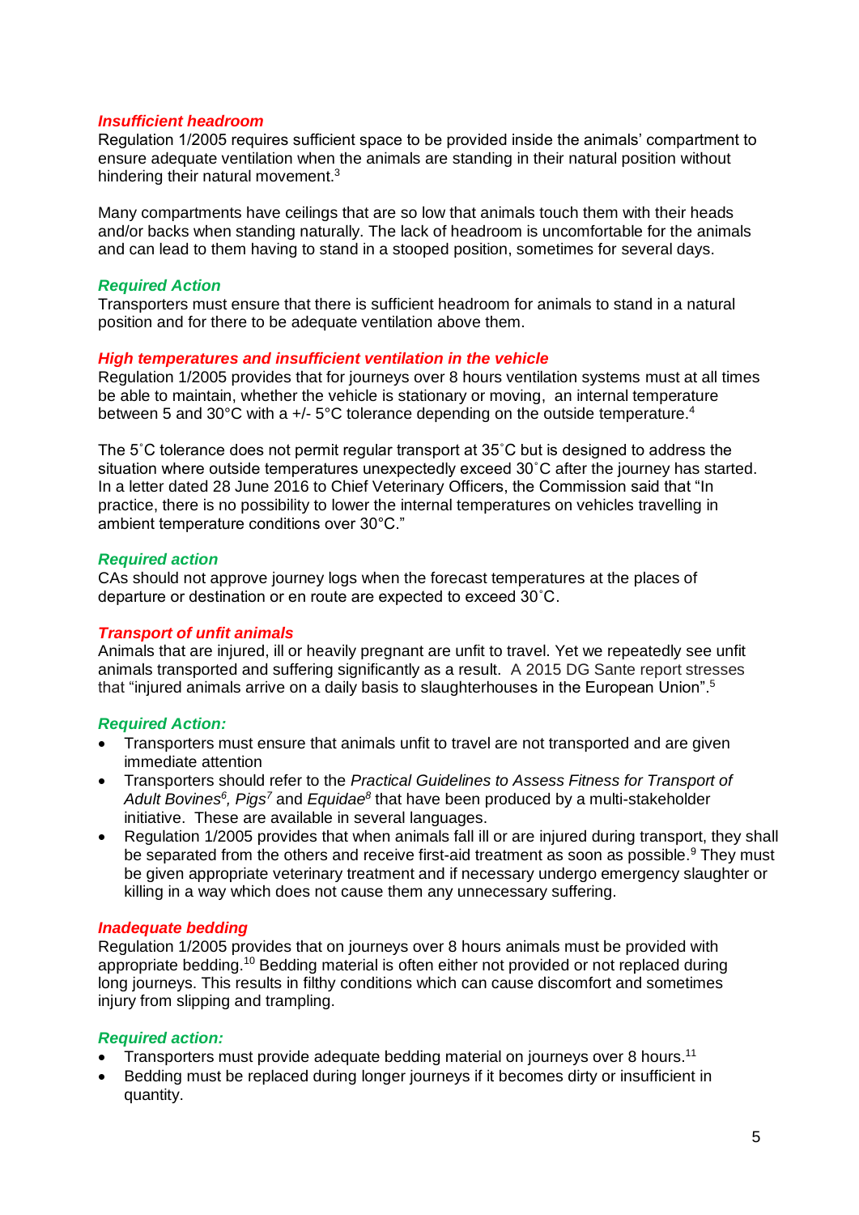### *Insufficient headroom*

Regulation 1/2005 requires sufficient space to be provided inside the animals' compartment to ensure adequate ventilation when the animals are standing in their natural position without hindering their natural movement.[3]

Many compartments have ceilings that are so low that animals touch them with their heads and/or backs when standing naturally. The lack of headroom is uncomfortable for the animals and can lead to them having to stand in a stooped position, sometimes for several days.

#### *Required Action*

Transporters must ensure that there is sufficient headroom for animals to stand in a natural position and for there to be adequate ventilation above them.

### *High temperatures and insufficient ventilation in the vehicle*

Regulation 1/2005 provides that for journeys over 8 hours ventilation systems must at all times be able to maintain, whether the vehicle is stationary or moving, an internal temperature between 5 and 30°C with a +/- 5°C tolerance depending on the outside temperature.[4]

The 5˚C tolerance does not permit regular transport at 35˚C but is designed to address the situation where outside temperatures unexpectedly exceed 30˚C after the journey has started. In a letter dated 28 June 2016 to Chief Veterinary Officers, the Commission said that "In practice, there is no possibility to lower the internal temperatures on vehicles travelling in ambient temperature conditions over 30°C."

#### *Required action*

CAs should not approve journey logs when the forecast temperatures at the places of departure or destination or en route are expected to exceed 30˚C.

### *Transport of unfit animals*

Animals that are injured, ill or heavily pregnant are unfit to travel. Yet we repeatedly see unfit animals transported and suffering significantly as a result. A 2015 DG Sante report stresses that "injured animals arrive on a daily basis to slaughterhouses in the European Union".[5]

#### *Required Action:*

- Transporters must ensure that animals unfit to travel are not transported and are given immediate attention
- Transporters should refer to the *Practical Guidelines to Assess Fitness for Transport of Adult Bovines*[6]*, Pigs*[7] and *Equidae*[8] that have been produced by a multi-stakeholder initiative. These are available in several languages.
- Regulation 1/2005 provides that when animals fall ill or are injured during transport, they shall be separated from the others and receive first-aid treatment as soon as possible.[9] They must be given appropriate veterinary treatment and if necessary undergo emergency slaughter or killing in a way which does not cause them any unnecessary suffering.

### *Inadequate bedding*

Regulation 1/2005 provides that on journeys over 8 hours animals must be provided with appropriate bedding.[10] Bedding material is often either not provided or not replaced during long journeys. This results in filthy conditions which can cause discomfort and sometimes injury from slipping and trampling.

#### *Required action:*

- Transporters must provide adequate bedding material on journeys over 8 hours.[11]
- Bedding must be replaced during longer journeys if it becomes dirty or insufficient in quantity.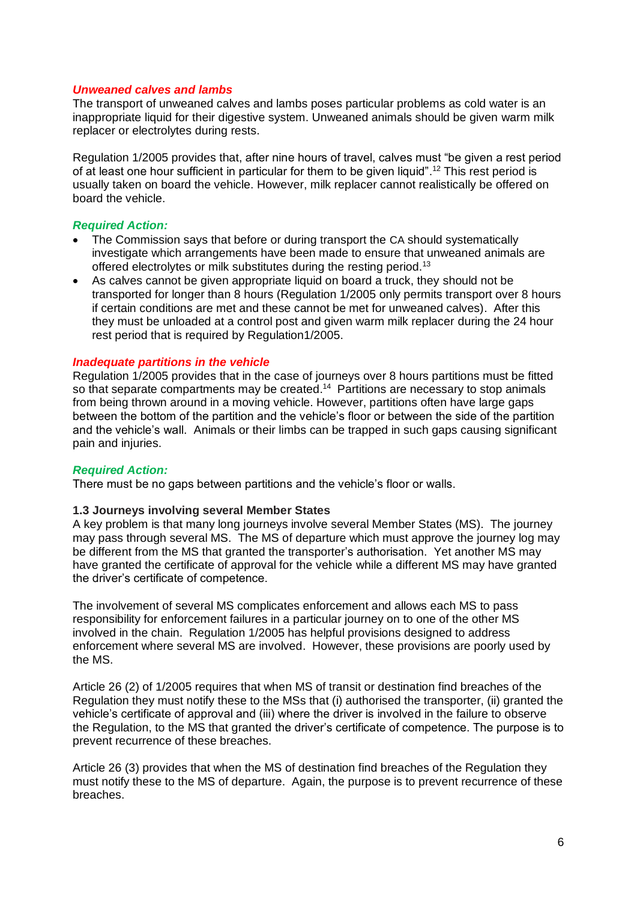*Unweaned calves and lambs*

The transport of unweaned calves and lambs poses particular problems as cold water is an inappropriate liquid for their digestive system. Unweaned animals should be given warm milk replacer or electrolytes during rests.

Regulation 1/2005 provides that, after nine hours of travel, calves must "be given a rest period of at least one hour sufficient in particular for them to be given liquid".[12] This rest period is usually taken on board the vehicle. However, milk replacer cannot realistically be offered on board the vehicle.

*Required Action:*

- The Commission says that before or during transport the CA should systematically investigate which arrangements have been made to ensure that unweaned animals are offered electrolytes or milk substitutes during the resting period.[13]
- As calves cannot be given appropriate liquid on board a truck, they should not be transported for longer than 8 hours (Regulation 1/2005 only permits transport over 8 hours if certain conditions are met and these cannot be met for unweaned calves). After this they must be unloaded at a control post and given warm milk replacer during the 24 hour rest period that is required by Regulation1/2005.

*Inadequate partitions in the vehicle*

Regulation 1/2005 provides that in the case of journeys over 8 hours partitions must be fitted so that separate compartments may be created.[14] Partitions are necessary to stop animals from being thrown around in a moving vehicle. However, partitions often have large gaps between the bottom of the partition and the vehicle's floor or between the side of the partition and the vehicle's wall. Animals or their limbs can be trapped in such gaps causing significant pain and injuries.

*Required Action:*

There must be no gaps between partitions and the vehicle's floor or walls.

**1.3 Journeys involving several Member States**

A key problem is that many long journeys involve several Member States (MS). The journey may pass through several MS. The MS of departure which must approve the journey log may be different from the MS that granted the transporter's authorisation. Yet another MS may have granted the certificate of approval for the vehicle while a different MS may have granted the driver's certificate of competence.

The involvement of several MS complicates enforcement and allows each MS to pass responsibility for enforcement failures in a particular journey on to one of the other MS involved in the chain. Regulation 1/2005 has helpful provisions designed to address enforcement where several MS are involved. However, these provisions are poorly used by the MS.

Article 26 (2) of 1/2005 requires that when MS of transit or destination find breaches of the Regulation they must notify these to the MSs that (i) authorised the transporter, (ii) granted the vehicle's certificate of approval and (iii) where the driver is involved in the failure to observe the Regulation, to the MS that granted the driver's certificate of competence. The purpose is to prevent recurrence of these breaches.

Article 26 (3) provides that when the MS of destination find breaches of the Regulation they must notify these to the MS of departure. Again, the purpose is to prevent recurrence of these breaches.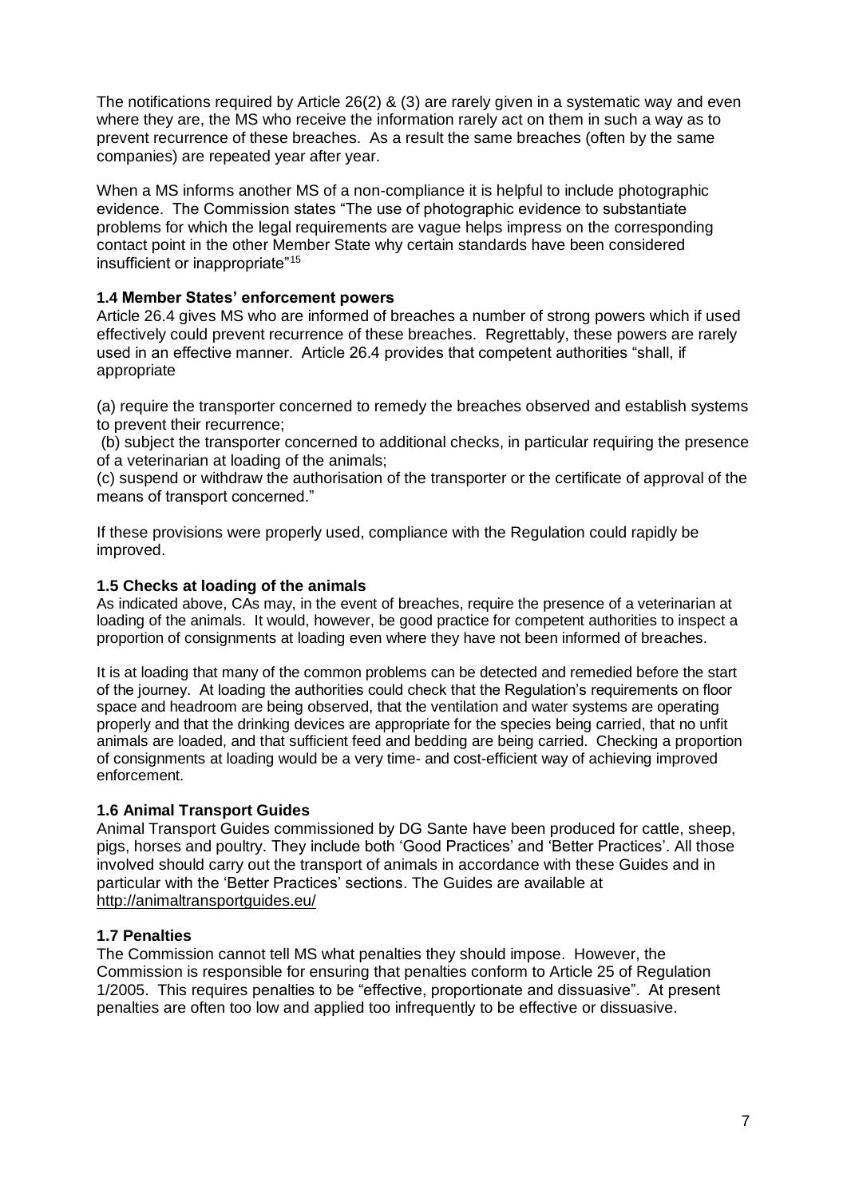The notifications required by Article 26(2) & (3) are rarely given in a systematic way and even where they are, the MS who receive the information rarely act on them in such a way as to prevent recurrence of these breaches. As a result the same breaches (often by the same companies) are repeated year after year.

When a MS informs another MS of a non-compliance it is helpful to include photographic evidence. The Commission states "The use of photographic evidence to substantiate problems for which the legal requirements are vague helps impress on the corresponding contact point in the other Member State why certain standards have been considered insufficient or inappropriate"[15]

### 1.4 Member States' enforcement powers

Article 26.4 gives MS who are informed of breaches a number of strong powers which if used effectively could prevent recurrence of these breaches. Regrettably, these powers are rarely used in an effective manner. Article 26.4 provides that competent authorities "shall, if appropriate

(a) require the transporter concerned to remedy the breaches observed and establish systems to prevent their recurrence;

(b) subject the transporter concerned to additional checks, in particular requiring the presence of a veterinarian at loading of the animals;

(c) suspend or withdraw the authorisation of the transporter or the certificate of approval of the means of transport concerned."

If these provisions were properly used, compliance with the Regulation could rapidly be improved.

### 1.5 Checks at loading of the animals

As indicated above, CAs may, in the event of breaches, require the presence of a veterinarian at loading of the animals. It would, however, be good practice for competent authorities to inspect a proportion of consignments at loading even where they have not been informed of breaches.

It is at loading that many of the common problems can be detected and remedied before the start of the journey. At loading the authorities could check that the Regulation's requirements on floor space and headroom are being observed, that the ventilation and water systems are operating properly and that the drinking devices are appropriate for the species being carried, that no unfit animals are loaded, and that sufficient feed and bedding are being carried. Checking a proportion of consignments at loading would be a very time- and cost-efficient way of achieving improved enforcement.

### 1.6 Animal Transport Guides

Animal Transport Guides commissioned by DG Sante have been produced for cattle, sheep, pigs, horses and poultry. They include both 'Good Practices' and 'Better Practices'. All those involved should carry out the transport of animals in accordance with these Guides and in particular with the 'Better Practices' sections. The Guides are available at http://animaltransportguides.eu/

### 1.7 Penalties

The Commission cannot tell MS what penalties they should impose. However, the Commission is responsible for ensuring that penalties conform to Article 25 of Regulation 1/2005. This requires penalties to be "effective, proportionate and dissuasive". At present penalties are often too low and applied too infrequently to be effective or dissuasive.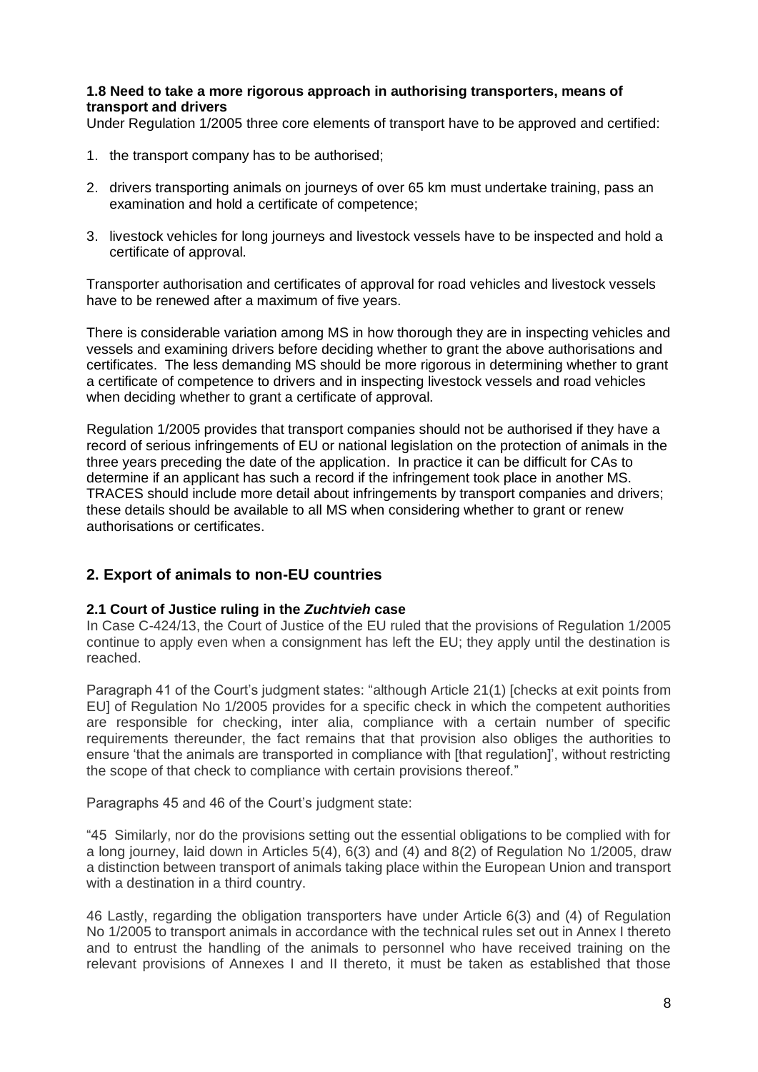### 1.8 Need to take a more rigorous approach in authorising transporters, means of transport and drivers

Under Regulation 1/2005 three core elements of transport have to be approved and certified:

1. the transport company has to be authorised;
2. drivers transporting animals on journeys of over 65 km must undertake training, pass an examination and hold a certificate of competence;
3. livestock vehicles for long journeys and livestock vessels have to be inspected and hold a certificate of approval.

Transporter authorisation and certificates of approval for road vehicles and livestock vessels have to be renewed after a maximum of five years.

There is considerable variation among MS in how thorough they are in inspecting vehicles and vessels and examining drivers before deciding whether to grant the above authorisations and certificates. The less demanding MS should be more rigorous in determining whether to grant a certificate of competence to drivers and in inspecting livestock vessels and road vehicles when deciding whether to grant a certificate of approval.

Regulation 1/2005 provides that transport companies should not be authorised if they have a record of serious infringements of EU or national legislation on the protection of animals in the three years preceding the date of the application. In practice it can be difficult for CAs to determine if an applicant has such a record if the infringement took place in another MS. TRACES should include more detail about infringements by transport companies and drivers; these details should be available to all MS when considering whether to grant or renew authorisations or certificates.

## 2. Export of animals to non-EU countries

### 2.1 Court of Justice ruling in the *Zuchtvieh* case

In Case C-424/13, the Court of Justice of the EU ruled that the provisions of Regulation 1/2005 continue to apply even when a consignment has left the EU; they apply until the destination is reached.

Paragraph 41 of the Court's judgment states: "although Article 21(1) [checks at exit points from EU] of Regulation No 1/2005 provides for a specific check in which the competent authorities are responsible for checking, inter alia, compliance with a certain number of specific requirements thereunder, the fact remains that that provision also obliges the authorities to ensure 'that the animals are transported in compliance with [that regulation]', without restricting the scope of that check to compliance with certain provisions thereof."

Paragraphs 45 and 46 of the Court's judgment state:

"45 Similarly, nor do the provisions setting out the essential obligations to be complied with for a long journey, laid down in Articles 5(4), 6(3) and (4) and 8(2) of Regulation No 1/2005, draw a distinction between transport of animals taking place within the European Union and transport with a destination in a third country.

46 Lastly, regarding the obligation transporters have under Article 6(3) and (4) of Regulation No 1/2005 to transport animals in accordance with the technical rules set out in Annex I thereto and to entrust the handling of the animals to personnel who have received training on the relevant provisions of Annexes I and II thereto, it must be taken as established that those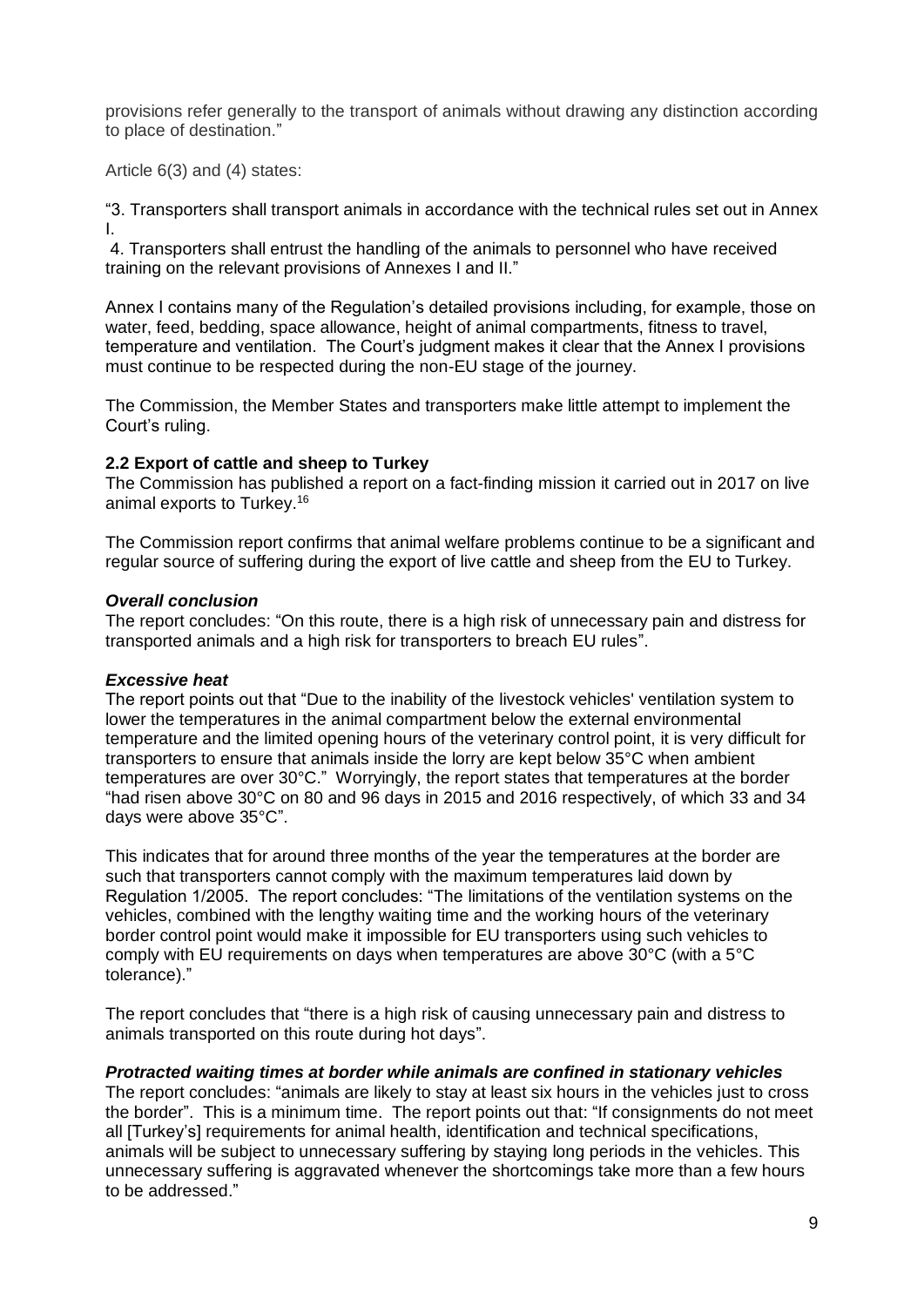provisions refer generally to the transport of animals without drawing any distinction according to place of destination."

Article 6(3) and (4) states:

"3. Transporters shall transport animals in accordance with the technical rules set out in Annex I.
4. Transporters shall entrust the handling of the animals to personnel who have received training on the relevant provisions of Annexes I and II."

Annex I contains many of the Regulation's detailed provisions including, for example, those on water, feed, bedding, space allowance, height of animal compartments, fitness to travel, temperature and ventilation. The Court's judgment makes it clear that the Annex I provisions must continue to be respected during the non-EU stage of the journey.

The Commission, the Member States and transporters make little attempt to implement the Court's ruling.

### 2.2 Export of cattle and sheep to Turkey

The Commission has published a report on a fact-finding mission it carried out in 2017 on live animal exports to Turkey.[16]

The Commission report confirms that animal welfare problems continue to be a significant and regular source of suffering during the export of live cattle and sheep from the EU to Turkey.

#### *Overall conclusion*

The report concludes: "On this route, there is a high risk of unnecessary pain and distress for transported animals and a high risk for transporters to breach EU rules".

#### *Excessive heat*

The report points out that "Due to the inability of the livestock vehicles' ventilation system to lower the temperatures in the animal compartment below the external environmental temperature and the limited opening hours of the veterinary control point, it is very difficult for transporters to ensure that animals inside the lorry are kept below 35°C when ambient temperatures are over 30°C." Worryingly, the report states that temperatures at the border "had risen above 30°C on 80 and 96 days in 2015 and 2016 respectively, of which 33 and 34 days were above 35°C".

This indicates that for around three months of the year the temperatures at the border are such that transporters cannot comply with the maximum temperatures laid down by Regulation 1/2005. The report concludes: "The limitations of the ventilation systems on the vehicles, combined with the lengthy waiting time and the working hours of the veterinary border control point would make it impossible for EU transporters using such vehicles to comply with EU requirements on days when temperatures are above 30°C (with a 5°C tolerance)."

The report concludes that "there is a high risk of causing unnecessary pain and distress to animals transported on this route during hot days".

#### *Protracted waiting times at border while animals are confined in stationary vehicles*

The report concludes: "animals are likely to stay at least six hours in the vehicles just to cross the border". This is a minimum time. The report points out that: "If consignments do not meet all [Turkey's] requirements for animal health, identification and technical specifications, animals will be subject to unnecessary suffering by staying long periods in the vehicles. This unnecessary suffering is aggravated whenever the shortcomings take more than a few hours to be addressed."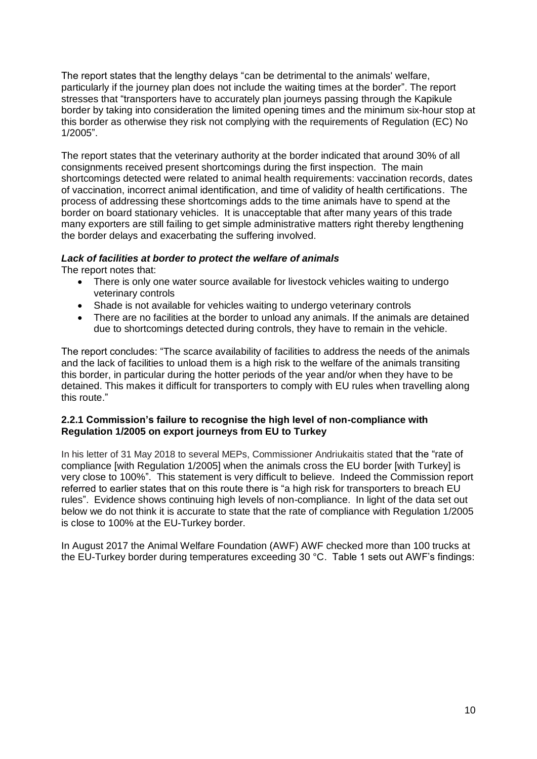The report states that the lengthy delays "can be detrimental to the animals' welfare, particularly if the journey plan does not include the waiting times at the border". The report stresses that "transporters have to accurately plan journeys passing through the Kapikule border by taking into consideration the limited opening times and the minimum six-hour stop at this border as otherwise they risk not complying with the requirements of Regulation (EC) No 1/2005".

The report states that the veterinary authority at the border indicated that around 30% of all consignments received present shortcomings during the first inspection. The main shortcomings detected were related to animal health requirements: vaccination records, dates of vaccination, incorrect animal identification, and time of validity of health certifications. The process of addressing these shortcomings adds to the time animals have to spend at the border on board stationary vehicles. It is unacceptable that after many years of this trade many exporters are still failing to get simple administrative matters right thereby lengthening the border delays and exacerbating the suffering involved.

***Lack of facilities at border to protect the welfare of animals***

The report notes that:

- There is only one water source available for livestock vehicles waiting to undergo veterinary controls
- Shade is not available for vehicles waiting to undergo veterinary controls
- There are no facilities at the border to unload any animals. If the animals are detained due to shortcomings detected during controls, they have to remain in the vehicle.

The report concludes: "The scarce availability of facilities to address the needs of the animals and the lack of facilities to unload them is a high risk to the welfare of the animals transiting this border, in particular during the hotter periods of the year and/or when they have to be detained. This makes it difficult for transporters to comply with EU rules when travelling along this route."

#### 2.2.1 Commission's failure to recognise the high level of non-compliance with Regulation 1/2005 on export journeys from EU to Turkey

In his letter of 31 May 2018 to several MEPs, Commissioner Andriukaitis stated that the "rate of compliance [with Regulation 1/2005] when the animals cross the EU border [with Turkey] is very close to 100%". This statement is very difficult to believe. Indeed the Commission report referred to earlier states that on this route there is "a high risk for transporters to breach EU rules". Evidence shows continuing high levels of non-compliance. In light of the data set out below we do not think it is accurate to state that the rate of compliance with Regulation 1/2005 is close to 100% at the EU-Turkey border.

In August 2017 the Animal Welfare Foundation (AWF) AWF checked more than 100 trucks at the EU-Turkey border during temperatures exceeding 30 °C. Table 1 sets out AWF's findings: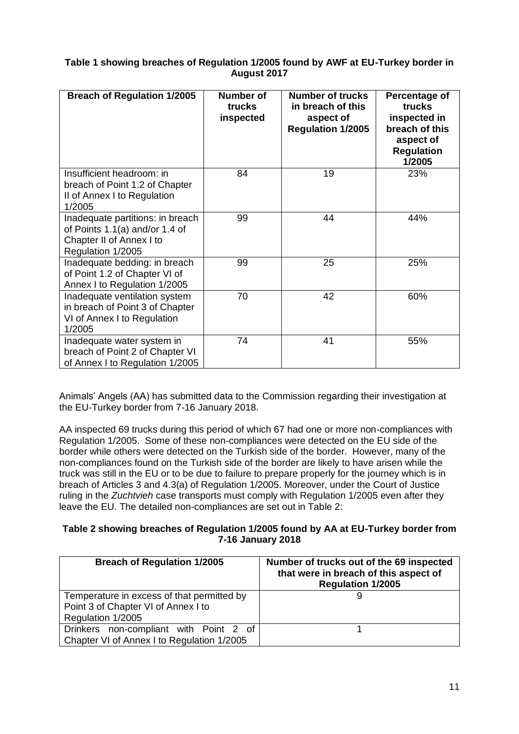**Table 1 showing breaches of Regulation 1/2005 found by AWF at EU-Turkey border in August 2017**

| Breach of Regulation 1/2005 | Number of trucks inspected | Number of trucks in breach of this aspect of Regulation 1/2005 | Percentage of trucks inspected in breach of this aspect of Regulation 1/2005 |
|---|---|---|---|
| Insufficient headroom: in breach of Point 1.2 of Chapter II of Annex I to Regulation 1/2005 | 84 | 19 | 23% |
| Inadequate partitions: in breach of Points 1.1(a) and/or 1.4 of Chapter II of Annex I to Regulation 1/2005 | 99 | 44 | 44% |
| Inadequate bedding: in breach of Point 1.2 of Chapter VI of Annex I to Regulation 1/2005 | 99 | 25 | 25% |
| Inadequate ventilation system in breach of Point 3 of Chapter VI of Annex I to Regulation 1/2005 | 70 | 42 | 60% |
| Inadequate water system in breach of Point 2 of Chapter VI of Annex I to Regulation 1/2005 | 74 | 41 | 55% |

Animals' Angels (AA) has submitted data to the Commission regarding their investigation at the EU-Turkey border from 7-16 January 2018.

AA inspected 69 trucks during this period of which 67 had one or more non-compliances with Regulation 1/2005. Some of these non-compliances were detected on the EU side of the border while others were detected on the Turkish side of the border. However, many of the non-compliances found on the Turkish side of the border are likely to have arisen while the truck was still in the EU or to be due to failure to prepare properly for the journey which is in breach of Articles 3 and 4.3(a) of Regulation 1/2005. Moreover, under the Court of Justice ruling in the *Zuchtvieh* case transports must comply with Regulation 1/2005 even after they leave the EU. The detailed non-compliances are set out in Table 2:

**Table 2 showing breaches of Regulation 1/2005 found by AA at EU-Turkey border from 7-16 January 2018**

| Breach of Regulation 1/2005 | Number of trucks out of the 69 inspected that were in breach of this aspect of Regulation 1/2005 |
|---|---|
| Temperature in excess of that permitted by Point 3 of Chapter VI of Annex I to Regulation 1/2005 | 9 |
| Drinkers non-compliant with Point 2 of Chapter VI of Annex I to Regulation 1/2005 | 1 |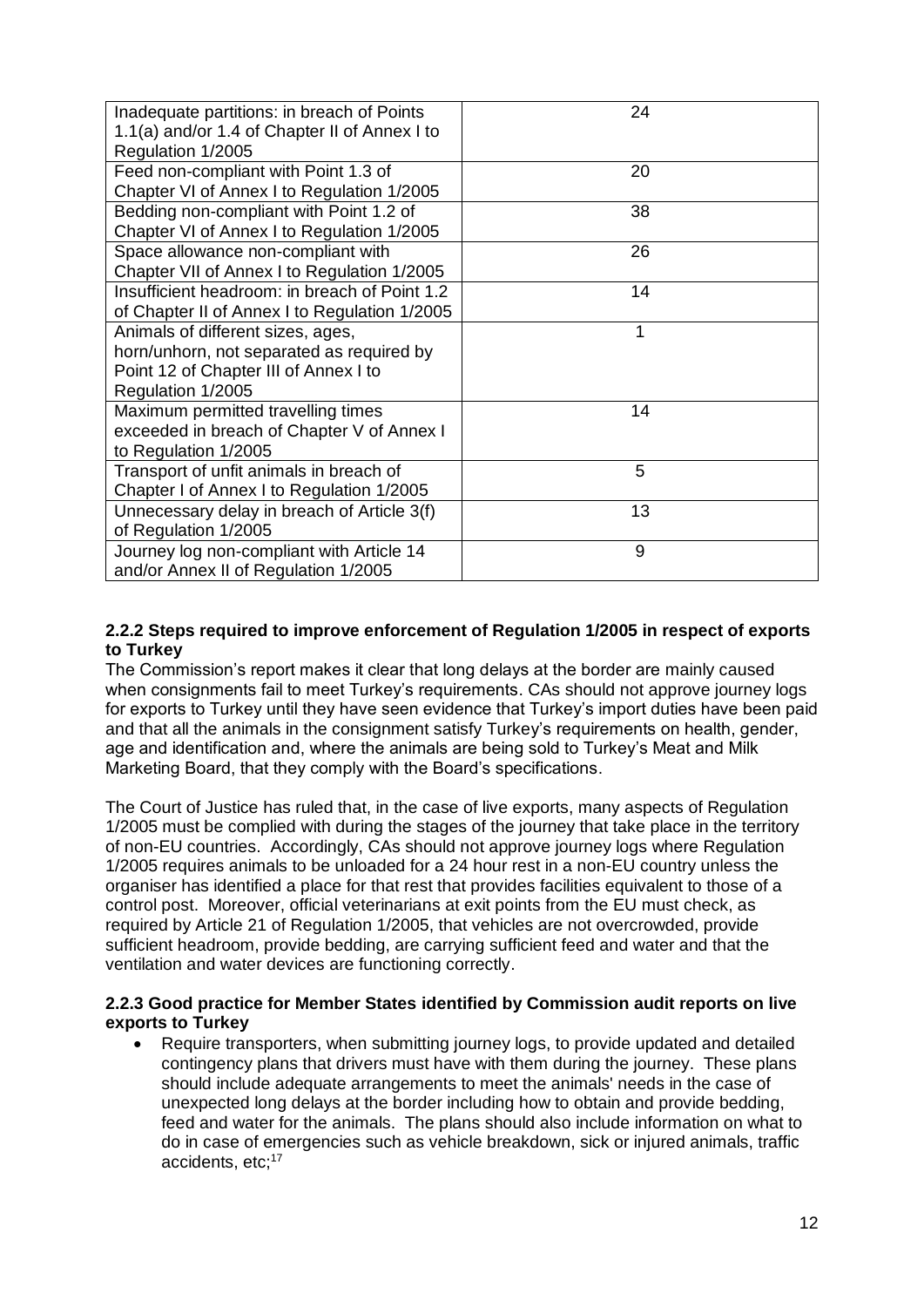| | |
|---|---|
| Inadequate partitions: in breach of Points 1.1(a) and/or 1.4 of Chapter II of Annex I to Regulation 1/2005 | 24 |
| Feed non-compliant with Point 1.3 of Chapter VI of Annex I to Regulation 1/2005 | 20 |
| Bedding non-compliant with Point 1.2 of Chapter VI of Annex I to Regulation 1/2005 | 38 |
| Space allowance non-compliant with Chapter VII of Annex I to Regulation 1/2005 | 26 |
| Insufficient headroom: in breach of Point 1.2 of Chapter II of Annex I to Regulation 1/2005 | 14 |
| Animals of different sizes, ages, horn/unhorn, not separated as required by Point 12 of Chapter III of Annex I to Regulation 1/2005 | 1 |
| Maximum permitted travelling times exceeded in breach of Chapter V of Annex I to Regulation 1/2005 | 14 |
| Transport of unfit animals in breach of Chapter I of Annex I to Regulation 1/2005 | 5 |
| Unnecessary delay in breach of Article 3(f) of Regulation 1/2005 | 13 |
| Journey log non-compliant with Article 14 and/or Annex II of Regulation 1/2005 | 9 |

### 2.2.2 Steps required to improve enforcement of Regulation 1/2005 in respect of exports to Turkey

The Commission's report makes it clear that long delays at the border are mainly caused when consignments fail to meet Turkey's requirements. CAs should not approve journey logs for exports to Turkey until they have seen evidence that Turkey's import duties have been paid and that all the animals in the consignment satisfy Turkey's requirements on health, gender, age and identification and, where the animals are being sold to Turkey's Meat and Milk Marketing Board, that they comply with the Board's specifications.

The Court of Justice has ruled that, in the case of live exports, many aspects of Regulation 1/2005 must be complied with during the stages of the journey that take place in the territory of non-EU countries. Accordingly, CAs should not approve journey logs where Regulation 1/2005 requires animals to be unloaded for a 24 hour rest in a non-EU country unless the organiser has identified a place for that rest that provides facilities equivalent to those of a control post. Moreover, official veterinarians at exit points from the EU must check, as required by Article 21 of Regulation 1/2005, that vehicles are not overcrowded, provide sufficient headroom, provide bedding, are carrying sufficient feed and water and that the ventilation and water devices are functioning correctly.

### 2.2.3 Good practice for Member States identified by Commission audit reports on live exports to Turkey

- Require transporters, when submitting journey logs, to provide updated and detailed contingency plans that drivers must have with them during the journey. These plans should include adequate arrangements to meet the animals' needs in the case of unexpected long delays at the border including how to obtain and provide bedding, feed and water for the animals. The plans should also include information on what to do in case of emergencies such as vehicle breakdown, sick or injured animals, traffic accidents, etc;[17]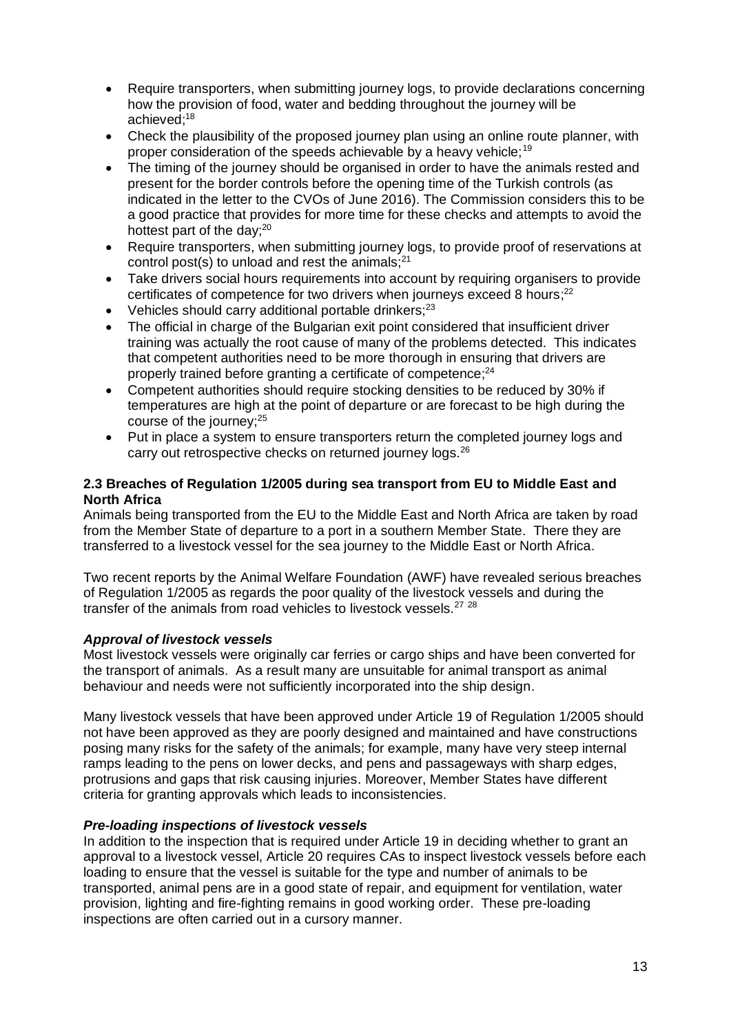- Require transporters, when submitting journey logs, to provide declarations concerning how the provision of food, water and bedding throughout the journey will be achieved;[18]
- Check the plausibility of the proposed journey plan using an online route planner, with proper consideration of the speeds achievable by a heavy vehicle;[19]
- The timing of the journey should be organised in order to have the animals rested and present for the border controls before the opening time of the Turkish controls (as indicated in the letter to the CVOs of June 2016). The Commission considers this to be a good practice that provides for more time for these checks and attempts to avoid the hottest part of the day;[20]
- Require transporters, when submitting journey logs, to provide proof of reservations at control post(s) to unload and rest the animals;[21]
- Take drivers social hours requirements into account by requiring organisers to provide certificates of competence for two drivers when journeys exceed 8 hours;[22]
- Vehicles should carry additional portable drinkers;[23]
- The official in charge of the Bulgarian exit point considered that insufficient driver training was actually the root cause of many of the problems detected. This indicates that competent authorities need to be more thorough in ensuring that drivers are properly trained before granting a certificate of competence;[24]
- Competent authorities should require stocking densities to be reduced by 30% if temperatures are high at the point of departure or are forecast to be high during the course of the journey;[25]
- Put in place a system to ensure transporters return the completed journey logs and carry out retrospective checks on returned journey logs.[26]

### 2.3 Breaches of Regulation 1/2005 during sea transport from EU to Middle East and North Africa

Animals being transported from the EU to the Middle East and North Africa are taken by road from the Member State of departure to a port in a southern Member State. There they are transferred to a livestock vessel for the sea journey to the Middle East or North Africa.

Two recent reports by the Animal Welfare Foundation (AWF) have revealed serious breaches of Regulation 1/2005 as regards the poor quality of the livestock vessels and during the transfer of the animals from road vehicles to livestock vessels.[27] [28]

***Approval of livestock vessels***

Most livestock vessels were originally car ferries or cargo ships and have been converted for the transport of animals. As a result many are unsuitable for animal transport as animal behaviour and needs were not sufficiently incorporated into the ship design.

Many livestock vessels that have been approved under Article 19 of Regulation 1/2005 should not have been approved as they are poorly designed and maintained and have constructions posing many risks for the safety of the animals; for example, many have very steep internal ramps leading to the pens on lower decks, and pens and passageways with sharp edges, protrusions and gaps that risk causing injuries. Moreover, Member States have different criteria for granting approvals which leads to inconsistencies.

***Pre-loading inspections of livestock vessels***

In addition to the inspection that is required under Article 19 in deciding whether to grant an approval to a livestock vessel, Article 20 requires CAs to inspect livestock vessels before each loading to ensure that the vessel is suitable for the type and number of animals to be transported, animal pens are in a good state of repair, and equipment for ventilation, water provision, lighting and fire-fighting remains in good working order. These pre-loading inspections are often carried out in a cursory manner.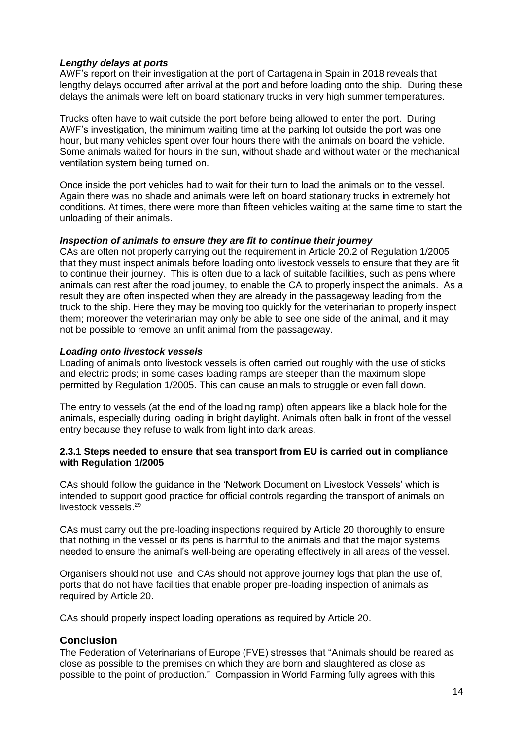***Lengthy delays at ports***

AWF's report on their investigation at the port of Cartagena in Spain in 2018 reveals that lengthy delays occurred after arrival at the port and before loading onto the ship. During these delays the animals were left on board stationary trucks in very high summer temperatures.

Trucks often have to wait outside the port before being allowed to enter the port. During AWF's investigation, the minimum waiting time at the parking lot outside the port was one hour, but many vehicles spent over four hours there with the animals on board the vehicle. Some animals waited for hours in the sun, without shade and without water or the mechanical ventilation system being turned on.

Once inside the port vehicles had to wait for their turn to load the animals on to the vessel. Again there was no shade and animals were left on board stationary trucks in extremely hot conditions. At times, there were more than fifteen vehicles waiting at the same time to start the unloading of their animals.

***Inspection of animals to ensure they are fit to continue their journey***

CAs are often not properly carrying out the requirement in Article 20.2 of Regulation 1/2005 that they must inspect animals before loading onto livestock vessels to ensure that they are fit to continue their journey. This is often due to a lack of suitable facilities, such as pens where animals can rest after the road journey, to enable the CA to properly inspect the animals. As a result they are often inspected when they are already in the passageway leading from the truck to the ship. Here they may be moving too quickly for the veterinarian to properly inspect them; moreover the veterinarian may only be able to see one side of the animal, and it may not be possible to remove an unfit animal from the passageway.

***Loading onto livestock vessels***

Loading of animals onto livestock vessels is often carried out roughly with the use of sticks and electric prods; in some cases loading ramps are steeper than the maximum slope permitted by Regulation 1/2005. This can cause animals to struggle or even fall down.

The entry to vessels (at the end of the loading ramp) often appears like a black hole for the animals, especially during loading in bright daylight. Animals often balk in front of the vessel entry because they refuse to walk from light into dark areas.

#### 2.3.1 Steps needed to ensure that sea transport from EU is carried out in compliance with Regulation 1/2005

CAs should follow the guidance in the 'Network Document on Livestock Vessels' which is intended to support good practice for official controls regarding the transport of animals on livestock vessels.[29]

CAs must carry out the pre-loading inspections required by Article 20 thoroughly to ensure that nothing in the vessel or its pens is harmful to the animals and that the major systems needed to ensure the animal's well-being are operating effectively in all areas of the vessel.

Organisers should not use, and CAs should not approve journey logs that plan the use of, ports that do not have facilities that enable proper pre-loading inspection of animals as required by Article 20.

CAs should properly inspect loading operations as required by Article 20.

## Conclusion

The Federation of Veterinarians of Europe (FVE) stresses that "Animals should be reared as close as possible to the premises on which they are born and slaughtered as close as possible to the point of production." Compassion in World Farming fully agrees with this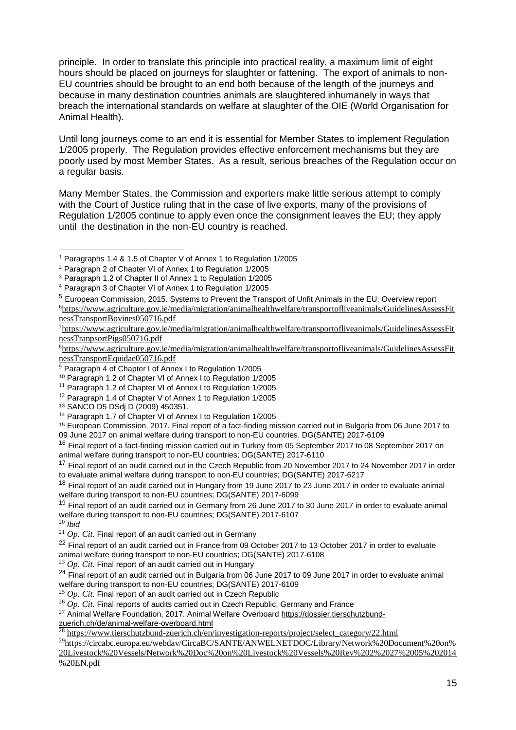principle. In order to translate this principle into practical reality, a maximum limit of eight hours should be placed on journeys for slaughter or fattening. The export of animals to non-EU countries should be brought to an end both because of the length of the journeys and because in many destination countries animals are slaughtered inhumanely in ways that breach the international standards on welfare at slaughter of the OIE (World Organisation for Animal Health).

Until long journeys come to an end it is essential for Member States to implement Regulation 1/2005 properly. The Regulation provides effective enforcement mechanisms but they are poorly used by most Member States. As a result, serious breaches of the Regulation occur on a regular basis.

Many Member States, the Commission and exporters make little serious attempt to comply with the Court of Justice ruling that in the case of live exports, many of the provisions of Regulation 1/2005 continue to apply even once the consignment leaves the EU; they apply until the destination in the non-EU country is reached.

---

[1] Paragraphs 1.4 & 1.5 of Chapter V of Annex 1 to Regulation 1/2005

[2] Paragraph 2 of Chapter VI of Annex 1 to Regulation 1/2005

[3] Paragraph 1.2 of Chapter II of Annex 1 to Regulation 1/2005

[4] Paragraph 3 of Chapter VI of Annex 1 to Regulation 1/2005

[5] European Commission, 2015. Systems to Prevent the Transport of Unfit Animals in the EU: Overview report

[6] https://www.agriculture.gov.ie/media/migration/animalhealthwelfare/transportofliveanimals/GuidelinesAssessFitnessTransportBovines050716.pdf

[7] https://www.agriculture.gov.ie/media/migration/animalhealthwelfare/transportofliveanimals/GuidelinesAssessFitnessTranpsortPigs050716.pdf

[8] https://www.agriculture.gov.ie/media/migration/animalhealthwelfare/transportofliveanimals/GuidelinesAssessFitnessTransportEquidae050716.pdf

[9] Paragraph 4 of Chapter I of Annex I to Regulation 1/2005

[10] Paragraph 1.2 of Chapter VI of Annex I to Regulation 1/2005

[11] Paragraph 1.2 of Chapter VI of Annex I to Regulation 1/2005

[12] Paragraph 1.4 of Chapter V of Annex 1 to Regulation 1/2005

[13] SANCO D5 DSdj D (2009) 450351.

[14] Paragraph 1.7 of Chapter VI of Annex I to Regulation 1/2005

[15] European Commission, 2017. Final report of a fact-finding mission carried out in Bulgaria from 06 June 2017 to 09 June 2017 on animal welfare during transport to non-EU countries. DG(SANTE) 2017-6109

[16] Final report of a fact-finding mission carried out in Turkey from 05 September 2017 to 08 September 2017 on animal welfare during transport to non-EU countries; DG(SANTE) 2017-6110

[17] Final report of an audit carried out in the Czech Republic from 20 November 2017 to 24 November 2017 in order to evaluate animal welfare during transport to non-EU countries; DG(SANTE) 2017-6217

[18] Final report of an audit carried out in Hungary from 19 June 2017 to 23 June 2017 in order to evaluate animal welfare during transport to non-EU countries; DG(SANTE) 2017-6099

[19] Final report of an audit carried out in Germany from 26 June 2017 to 30 June 2017 in order to evaluate animal welfare during transport to non-EU countries; DG(SANTE) 2017-6107

[20] *Ibid*

[21] *Op. Cit.* Final report of an audit carried out in Germany

[22] Final report of an audit carried out in France from 09 October 2017 to 13 October 2017 in order to evaluate animal welfare during transport to non-EU countries; DG(SANTE) 2017-6108

[23] *Op. Cit.* Final report of an audit carried out in Hungary

[24] Final report of an audit carried out in Bulgaria from 06 June 2017 to 09 June 2017 in order to evaluate animal welfare during transport to non-EU countries; DG(SANTE) 2017-6109

[25] *Op. Cit.* Final report of an audit carried out in Czech Republic

[26] *Op. Cit.* Final reports of audits carried out in Czech Republic, Germany and France

[27] Animal Welfare Foundation, 2017. Animal Welfare Overboard https://dossier.tierschutzbund-zuerich.ch/de/animal-welfare-overboard.html

[28] https://www.tierschutzbund-zuerich.ch/en/investigation-reports/project/select_category/22.html

[29] https://circabc.europa.eu/webdav/CircaBC/SANTE/ANWELNETDOC/Library/Network%20Document%20on%20Livestock%20Vessels/Network%20Doc%20on%20Livestock%20Vessels%20Rev%202%2027%2005%202014%20EN.pdf